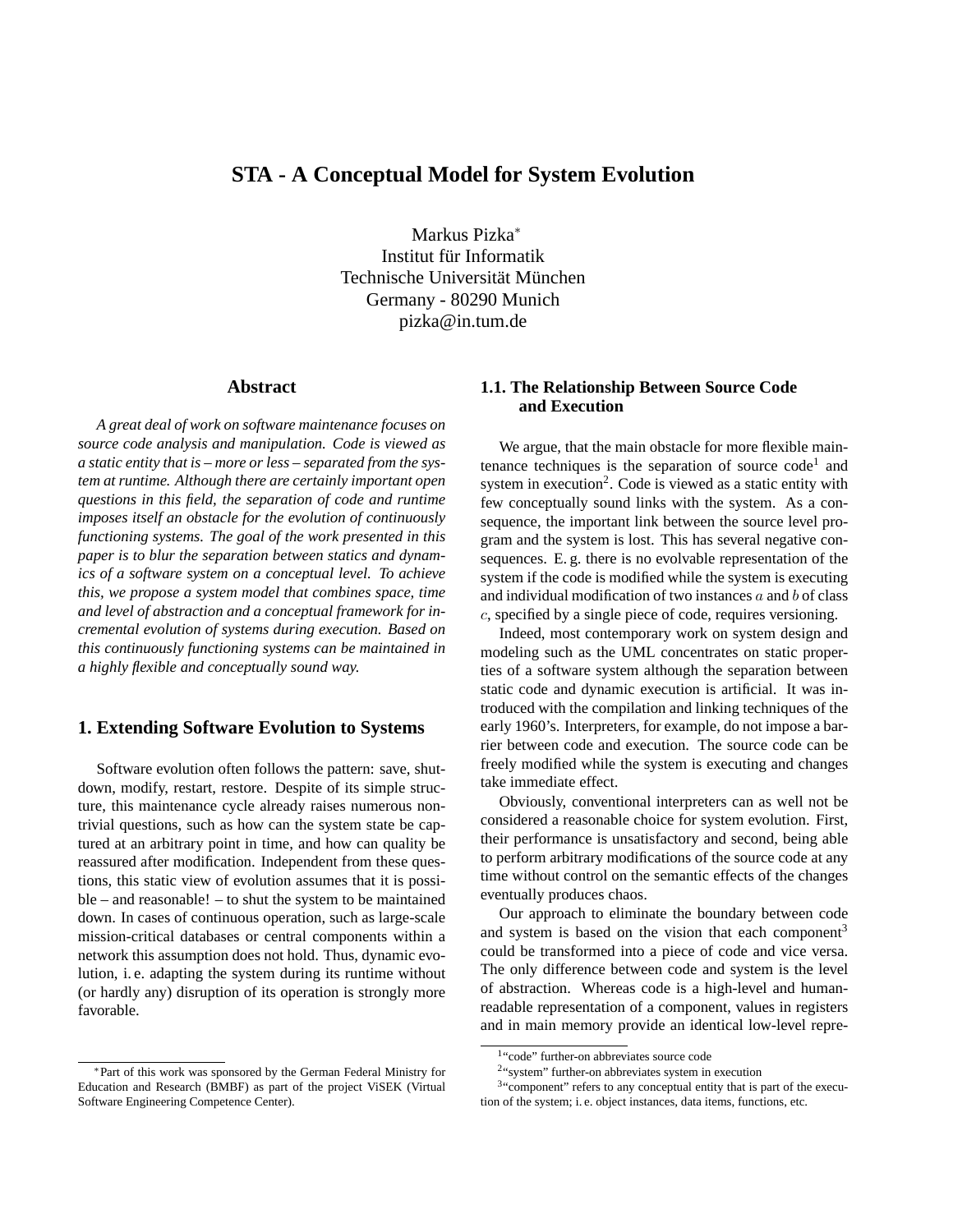# STA - A Conceptual Model for System Evolution

Markus Pizka*
Institut für Informatik
Technische Universität München
Germany - 80290 Munich
pizka@in.tum.de

## Abstract

*A great deal of work on software maintenance focuses on source code analysis and manipulation. Code is viewed as a static entity that is – more or less – separated from the system at runtime. Although there are certainly important open questions in this field, the separation of code and runtime imposes itself an obstacle for the evolution of continuously functioning systems. The goal of the work presented in this paper is to blur the separation between statics and dynamics of a software system on a conceptual level. To achieve this, we propose a system model that combines space, time and level of abstraction and a conceptual framework for incremental evolution of systems during execution. Based on this continuously functioning systems can be maintained in a highly flexible and conceptually sound way.*

## 1. Extending Software Evolution to Systems

Software evolution often follows the pattern: save, shutdown, modify, restart, restore. Despite of its simple structure, this maintenance cycle already raises numerous nontrivial questions, such as how can the system state be captured at an arbitrary point in time, and how can quality be reassured after modification. Independent from these questions, this static view of evolution assumes that it is possible – and reasonable! – to shut the system to be maintained down. In cases of continuous operation, such as large-scale mission-critical databases or central components within a network this assumption does not hold. Thus, dynamic evolution, i. e. adapting the system during its runtime without (or hardly any) disruption of its operation is strongly more favorable.

### 1.1. The Relationship Between Source Code and Execution

We argue, that the main obstacle for more flexible maintenance techniques is the separation of source code[1] and system in execution[2]. Code is viewed as a static entity with few conceptually sound links with the system. As a consequence, the important link between the source level program and the system is lost. This has several negative consequences. E. g. there is no evolvable representation of the system if the code is modified while the system is executing and individual modification of two instances $a$ and $b$ of class $c$, specified by a single piece of code, requires versioning.

Indeed, most contemporary work on system design and modeling such as the UML concentrates on static properties of a software system although the separation between static code and dynamic execution is artificial. It was introduced with the compilation and linking techniques of the early 1960's. Interpreters, for example, do not impose a barrier between code and execution. The source code can be freely modified while the system is executing and changes take immediate effect.

Obviously, conventional interpreters can as well not be considered a reasonable choice for system evolution. First, their performance is unsatisfactory and second, being able to perform arbitrary modifications of the source code at any time without control on the semantic effects of the changes eventually produces chaos.

Our approach to eliminate the boundary between code and system is based on the vision that each component[3] could be transformed into a piece of code and vice versa. The only difference between code and system is the level of abstraction. Whereas code is a high-level and human-readable representation of a component, values in registers and in main memory provide an identical low-level repre-

---

*Part of this work was sponsored by the German Federal Ministry for Education and Research (BMBF) as part of the project ViSEK (Virtual Software Engineering Competence Center).

[1] "code" further-on abbreviates source code

[2] "system" further-on abbreviates system in execution

[3] "component" refers to any conceptual entity that is part of the execution of the system; i. e. object instances, data items, functions, etc.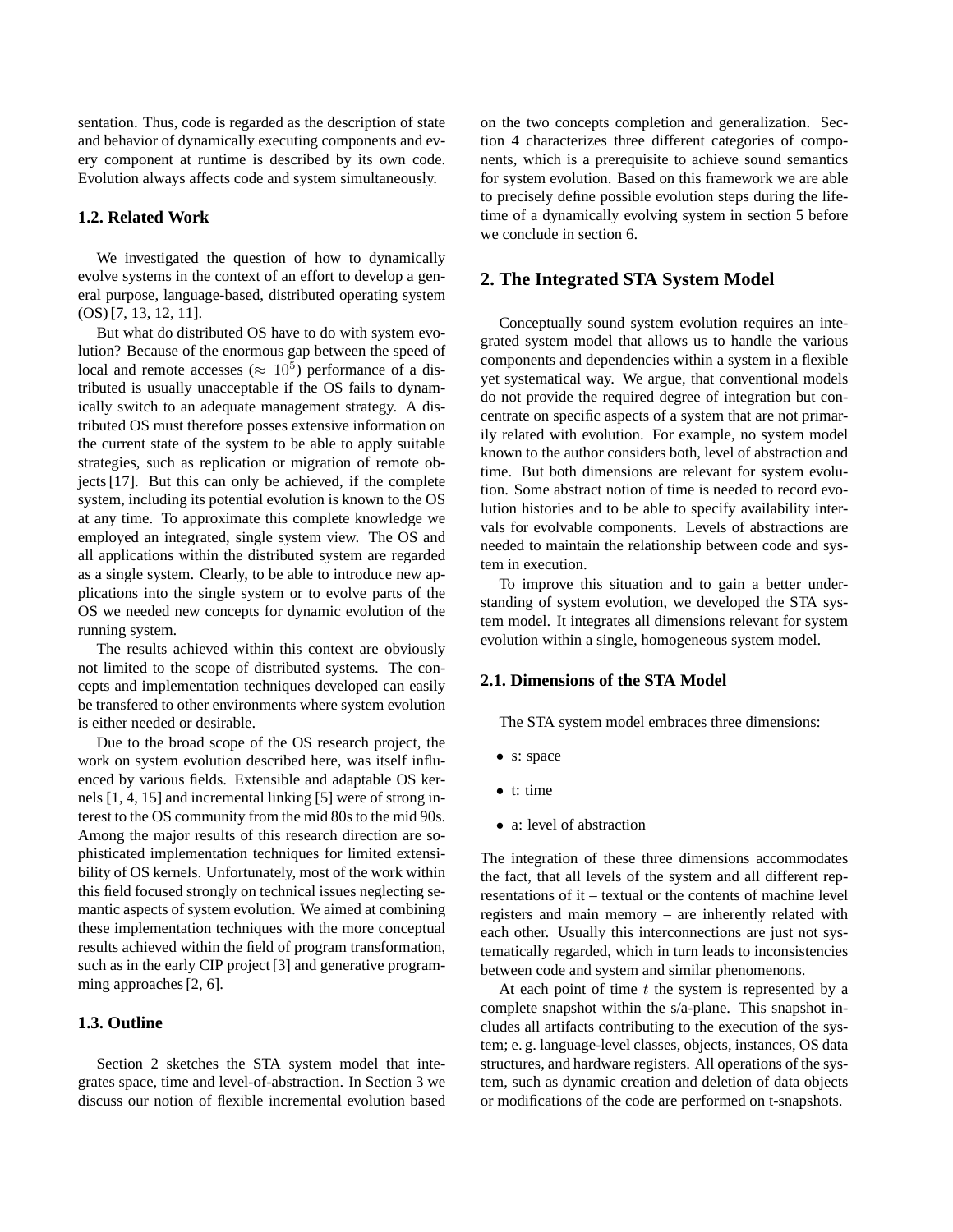sentation. Thus, code is regarded as the description of state and behavior of dynamically executing components and every component at runtime is described by its own code. Evolution always affects code and system simultaneously.

### 1.2. Related Work

We investigated the question of how to dynamically evolve systems in the context of an effort to develop a general purpose, language-based, distributed operating system (OS) [7, 13, 12, 11].

But what do distributed OS have to do with system evolution? Because of the enormous gap between the speed of local and remote accesses ($\approx 10^5$) performance of a distributed is usually unacceptable if the OS fails to dynamically switch to an adequate management strategy. A distributed OS must therefore posses extensive information on the current state of the system to be able to apply suitable strategies, such as replication or migration of remote objects [17]. But this can only be achieved, if the complete system, including its potential evolution is known to the OS at any time. To approximate this complete knowledge we employed an integrated, single system view. The OS and all applications within the distributed system are regarded as a single system. Clearly, to be able to introduce new applications into the single system or to evolve parts of the OS we needed new concepts for dynamic evolution of the running system.

The results achieved within this context are obviously not limited to the scope of distributed systems. The concepts and implementation techniques developed can easily be transfered to other environments where system evolution is either needed or desirable.

Due to the broad scope of the OS research project, the work on system evolution described here, was itself influenced by various fields. Extensible and adaptable OS kernels [1, 4, 15] and incremental linking [5] were of strong interest to the OS community from the mid 80s to the mid 90s. Among the major results of this research direction are sophisticated implementation techniques for limited extensibility of OS kernels. Unfortunately, most of the work within this field focused strongly on technical issues neglecting semantic aspects of system evolution. We aimed at combining these implementation techniques with the more conceptual results achieved within the field of program transformation, such as in the early CIP project [3] and generative programming approaches [2, 6].

### 1.3. Outline

Section 2 sketches the STA system model that integrates space, time and level-of-abstraction. In Section 3 we discuss our notion of flexible incremental evolution based on the two concepts completion and generalization. Section 4 characterizes three different categories of components, which is a prerequisite to achieve sound semantics for system evolution. Based on this framework we are able to precisely define possible evolution steps during the lifetime of a dynamically evolving system in section 5 before we conclude in section 6.

## 2. The Integrated STA System Model

Conceptually sound system evolution requires an integrated system model that allows us to handle the various components and dependencies within a system in a flexible yet systematical way. We argue, that conventional models do not provide the required degree of integration but concentrate on specific aspects of a system that are not primarily related with evolution. For example, no system model known to the author considers both, level of abstraction and time. But both dimensions are relevant for system evolution. Some abstract notion of time is needed to record evolution histories and to be able to specify availability intervals for evolvable components. Levels of abstractions are needed to maintain the relationship between code and system in execution.

To improve this situation and to gain a better understanding of system evolution, we developed the STA system model. It integrates all dimensions relevant for system evolution within a single, homogeneous system model.

### 2.1. Dimensions of the STA Model

The STA system model embraces three dimensions:

- s: space
- t: time
- a: level of abstraction

The integration of these three dimensions accommodates the fact, that all levels of the system and all different representations of it – textual or the contents of machine level registers and main memory – are inherently related with each other. Usually this interconnections are just not systematically regarded, which in turn leads to inconsistencies between code and system and similar phenomenons.

At each point of time $t$ the system is represented by a complete snapshot within the s/a-plane. This snapshot includes all artifacts contributing to the execution of the system; e. g. language-level classes, objects, instances, OS data structures, and hardware registers. All operations of the system, such as dynamic creation and deletion of data objects or modifications of the code are performed on t-snapshots.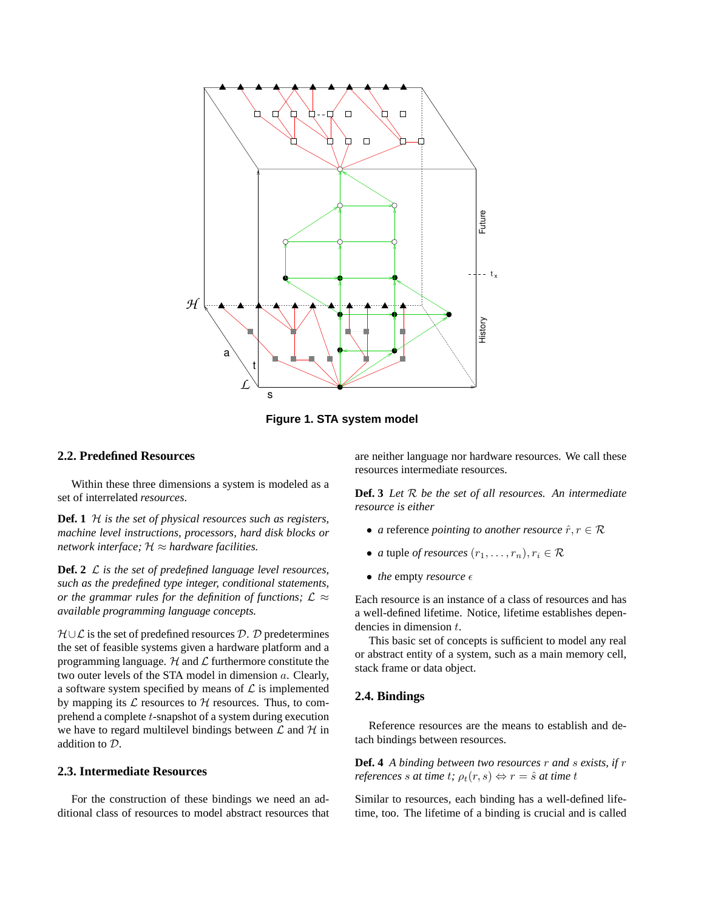$\mathcal{H}$

a

t

$\mathcal{L}$

s

Future

$t_x$

History

**Figure 1. STA system model**

### 2.2. Predefined Resources

Within these three dimensions a system is modeled as a set of interrelated *resources*.

**Def. 1** *$\mathcal{H}$ is the set of physical resources such as registers, machine level instructions, processors, hard disk blocks or network interface; $\mathcal{H} \approx$ hardware facilities.*

**Def. 2** *$\mathcal{L}$ is the set of predefined language level resources, such as the predefined type integer, conditional statements, or the grammar rules for the definition of functions; $\mathcal{L} \approx$ available programming language concepts.*

$\mathcal{H} \cup \mathcal{L}$ is the set of predefined resources $\mathcal{D}$. $\mathcal{D}$ predetermines the set of feasible systems given a hardware platform and a programming language. $\mathcal{H}$ and $\mathcal{L}$ furthermore constitute the two outer levels of the STA model in dimension $a$. Clearly, a software system specified by means of $\mathcal{L}$ is implemented by mapping its $\mathcal{L}$ resources to $\mathcal{H}$ resources. Thus, to comprehend a complete $t$-snapshot of a system during execution we have to regard multilevel bindings between $\mathcal{L}$ and $\mathcal{H}$ in addition to $\mathcal{D}$.

### 2.3. Intermediate Resources

For the construction of these bindings we need an additional class of resources to model abstract resources that are neither language nor hardware resources. We call these resources intermediate resources.

**Def. 3** *Let $\mathcal{R}$ be the set of all resources. An intermediate resource is either*

- *a* reference *pointing to another resource $\hat{r}, r \in \mathcal{R}$*
- *a* tuple *of resources $(r_1, \ldots, r_n), r_i \in \mathcal{R}$*
- *the* empty *resource $\epsilon$*

Each resource is an instance of a class of resources and has a well-defined lifetime. Notice, lifetime establishes dependencies in dimension $t$.

This basic set of concepts is sufficient to model any real or abstract entity of a system, such as a main memory cell, stack frame or data object.

### 2.4. Bindings

Reference resources are the means to establish and detach bindings between resources.

**Def. 4** *A binding between two resources $r$ and $s$ exists, if $r$ references $s$ at time $t$; $\rho_t(r, s) \Leftrightarrow r = \hat{s}$ at time $t$*

Similar to resources, each binding has a well-defined lifetime, too. The lifetime of a binding is crucial and is called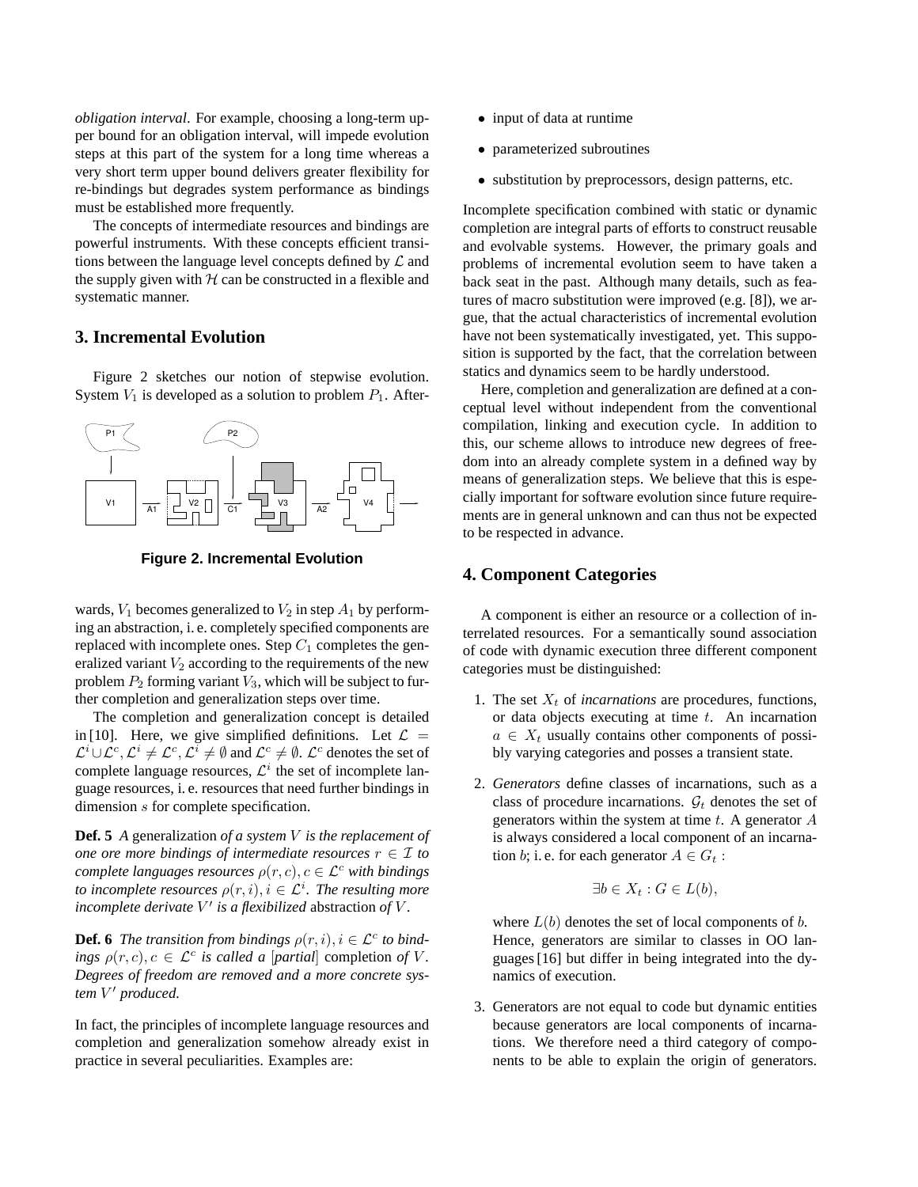*obligation interval*. For example, choosing a long-term upper bound for an obligation interval, will impede evolution steps at this part of the system for a long time whereas a very short term upper bound delivers greater flexibility for re-bindings but degrades system performance as bindings must be established more frequently.

The concepts of intermediate resources and bindings are powerful instruments. With these concepts efficient transitions between the language level concepts defined by $\mathcal{L}$ and the supply given with $\mathcal{H}$ can be constructed in a flexible and systematic manner.

## 3. Incremental Evolution

Figure 2 sketches our notion of stepwise evolution. System $V_1$ is developed as a solution to problem $P_1$. Afterwards, $V_1$ becomes generalized to $V_2$ in step $A_1$ by performing an abstraction, i. e. completely specified components are replaced with incomplete ones. Step $C_1$ completes the generalized variant $V_2$ according to the requirements of the new problem $P_2$ forming variant $V_3$, which will be subject to further completion and generalization steps over time.

P1
P2
V1
A1
V2
C1
V3
A2
V4

**Figure 2. Incremental Evolution**

The completion and generalization concept is detailed in [10]. Here, we give simplified definitions. Let $\mathcal{L} = \mathcal{L}^i \cup \mathcal{L}^c, \mathcal{L}^i \neq \mathcal{L}^c, \mathcal{L}^i \neq \emptyset$ and $\mathcal{L}^c \neq \emptyset$. $\mathcal{L}^c$ denotes the set of complete language resources, $\mathcal{L}^i$ the set of incomplete language resources, i. e. resources that need further bindings in dimension $s$ for complete specification.

**Def. 5** *A* generalization *of a system $V$ is the replacement of one ore more bindings of intermediate resources $r \in \mathcal{I}$ to complete languages resources $\rho(r, c), c \in \mathcal{L}^c$ with bindings to incomplete resources $\rho(r, i), i \in \mathcal{L}^i$. The resulting more incomplete derivate $V'$ is a flexibilized* abstraction *of $V$.*

**Def. 6** *The transition from bindings $\rho(r, i), i \in \mathcal{L}^c$ to bindings $\rho(r, c), c \in \mathcal{L}^c$ is called a [partial]* completion *of $V$. Degrees of freedom are removed and a more concrete system $V'$ produced.*

In fact, the principles of incomplete language resources and completion and generalization somehow already exist in practice in several peculiarities. Examples are:

- input of data at runtime
- parameterized subroutines
- substitution by preprocessors, design patterns, etc.

Incomplete specification combined with static or dynamic completion are integral parts of efforts to construct reusable and evolvable systems. However, the primary goals and problems of incremental evolution seem to have taken a back seat in the past. Although many details, such as features of macro substitution were improved (e.g. [8]), we argue, that the actual characteristics of incremental evolution have not been systematically investigated, yet. This supposition is supported by the fact, that the correlation between statics and dynamics seem to be hardly understood.

Here, completion and generalization are defined at a conceptual level without independent from the conventional compilation, linking and execution cycle. In addition to this, our scheme allows to introduce new degrees of freedom into an already complete system in a defined way by means of generalization steps. We believe that this is especially important for software evolution since future requirements are in general unknown and can thus not be expected to be respected in advance.

## 4. Component Categories

A component is either an resource or a collection of interrelated resources. For a semantically sound association of code with dynamic execution three different component categories must be distinguished:

1. The set $X_t$ of *incarnations* are procedures, functions, or data objects executing at time $t$. An incarnation $a \in X_t$ usually contains other components of possibly varying categories and posses a transient state.
2. *Generators* define classes of incarnations, such as a class of procedure incarnations. $\mathcal{G}_t$ denotes the set of generators within the system at time $t$. A generator $A$ is always considered a local component of an incarnation $b$; i. e. for each generator $A \in G_t$ :

   $$\exists b \in X_t : G \in L(b),$$

   where $L(b)$ denotes the set of local components of $b$. Hence, generators are similar to classes in OO languages [16] but differ in being integrated into the dynamics of execution.
3. Generators are not equal to code but dynamic entities because generators are local components of incarnations. We therefore need a third category of components to be able to explain the origin of generators.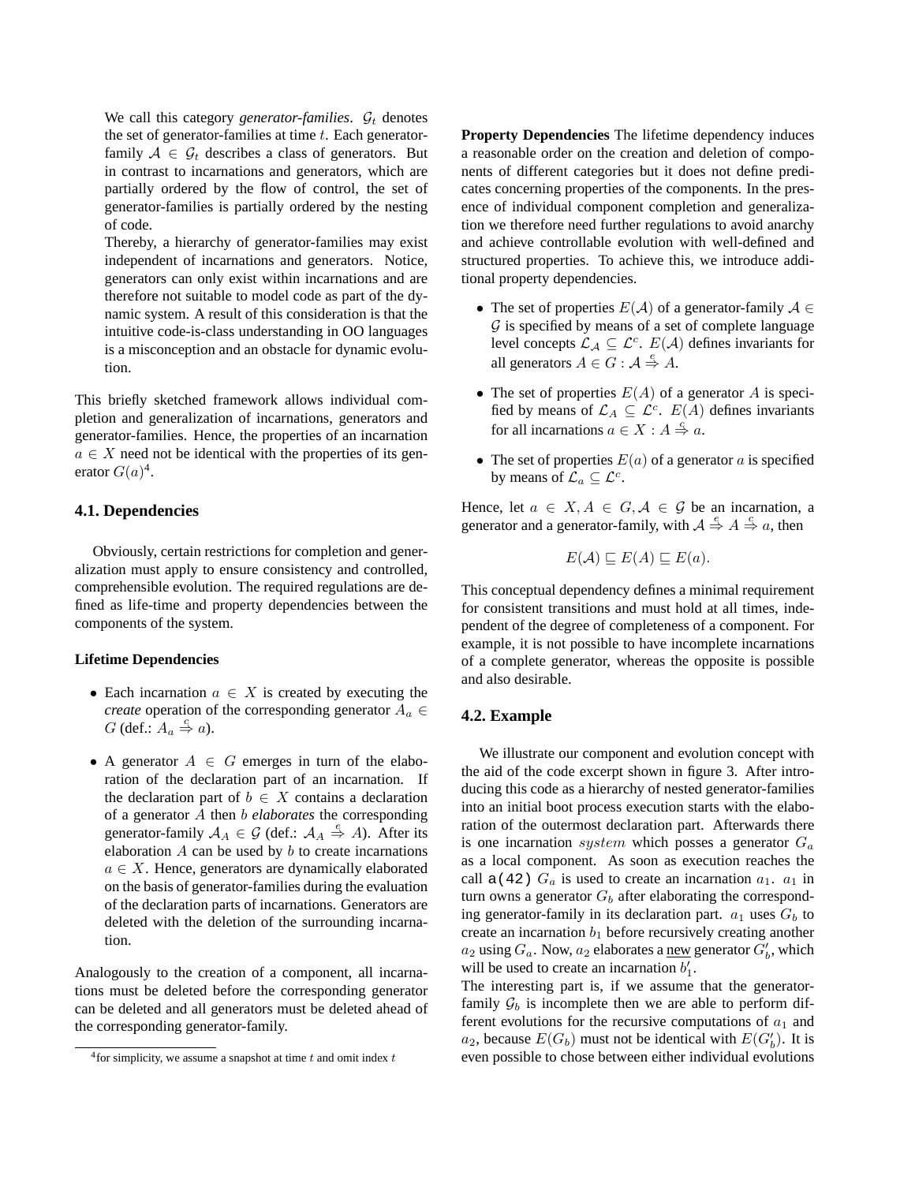We call this category *generator-families*. $\mathcal{G}_t$ denotes the set of generator-families at time $t$. Each generator-family $\mathcal{A} \in \mathcal{G}_t$ describes a class of generators. But in contrast to incarnations and generators, which are partially ordered by the flow of control, the set of generator-families is partially ordered by the nesting of code.
Thereby, a hierarchy of generator-families may exist independent of incarnations and generators. Notice, generators can only exist within incarnations and are therefore not suitable to model code as part of the dynamic system. A result of this consideration is that the intuitive code-is-class understanding in OO languages is a misconception and an obstacle for dynamic evolution.

This briefly sketched framework allows individual completion and generalization of incarnations, generators and generator-families. Hence, the properties of an incarnation $a \in X$ need not be identical with the properties of its generator $G(a)$[4].

### 4.1. Dependencies

Obviously, certain restrictions for completion and generalization must apply to ensure consistency and controlled, comprehensible evolution. The required regulations are defined as life-time and property dependencies between the components of the system.

**Lifetime Dependencies**

- Each incarnation $a \in X$ is created by executing the *create* operation of the corresponding generator $A_a \in G$ (def.: $A_a \overset{c}{\Rightarrow} a$).
- A generator $A \in G$ emerges in turn of the elaboration of the declaration part of an incarnation. If the declaration part of $b \in X$ contains a declaration of a generator $A$ then $b$ *elaborates* the corresponding generator-family $\mathcal{A}_A \in \mathcal{G}$ (def.: $\mathcal{A}_A \overset{e}{\Rightarrow} A$). After its elaboration $A$ can be used by $b$ to create incarnations $a \in X$. Hence, generators are dynamically elaborated on the basis of generator-families during the evaluation of the declaration parts of incarnations. Generators are deleted with the deletion of the surrounding incarnation.

Analogously to the creation of a component, all incarnations must be deleted before the corresponding generator can be deleted and all generators must be deleted ahead of the corresponding generator-family.

[4] for simplicity, we assume a snapshot at time $t$ and omit index $t$

**Property Dependencies** The lifetime dependency induces a reasonable order on the creation and deletion of components of different categories but it does not define predicates concerning properties of the components. In the presence of individual component completion and generalization we therefore need further regulations to avoid anarchy and achieve controllable evolution with well-defined and structured properties. To achieve this, we introduce additional property dependencies.

- The set of properties $E(\mathcal{A})$ of a generator-family $\mathcal{A} \in \mathcal{G}$ is specified by means of a set of complete language level concepts $\mathcal{L}_\mathcal{A} \subseteq \mathcal{L}^c$. $E(\mathcal{A})$ defines invariants for all generators $A \in G : \mathcal{A} \overset{e}{\Rightarrow} A$.
- The set of properties $E(A)$ of a generator $A$ is specified by means of $\mathcal{L}_A \subseteq \mathcal{L}^c$. $E(A)$ defines invariants for all incarnations $a \in X : A \overset{c}{\Rightarrow} a$.
- The set of properties $E(a)$ of a generator $a$ is specified by means of $\mathcal{L}_a \subseteq \mathcal{L}^c$.

Hence, let $a \in X, A \in G, \mathcal{A} \in \mathcal{G}$ be an incarnation, a generator and a generator-family, with $\mathcal{A} \overset{e}{\Rightarrow} A \overset{c}{\Rightarrow} a$, then

$$E(\mathcal{A}) \sqsubseteq E(A) \sqsubseteq E(a).$$

This conceptual dependency defines a minimal requirement for consistent transitions and must hold at all times, independent of the degree of completeness of a component. For example, it is not possible to have incomplete incarnations of a complete generator, whereas the opposite is possible and also desirable.

### 4.2. Example

We illustrate our component and evolution concept with the aid of the code excerpt shown in figure 3. After introducing this code as a hierarchy of nested generator-families into an initial boot process execution starts with the elaboration of the outermost declaration part. Afterwards there is one incarnation $system$ which posses a generator $G_a$ as a local component. As soon as execution reaches the call `a(42)` $G_a$ is used to create an incarnation $a_1$. $a_1$ in turn owns a generator $G_b$ after elaborating the corresponding generator-family in its declaration part. $a_1$ uses $G_b$ to create an incarnation $b_1$ before recursively creating another $a_2$ using $G_a$. Now, $a_2$ elaborates a <u>new</u> generator $G'_b$, which will be used to create an incarnation $b'_1$.
The interesting part is, if we assume that the generator-family $\mathcal{G}_b$ is incomplete then we are able to perform different evolutions for the recursive computations of $a_1$ and $a_2$, because $E(G_b)$ must not be identical with $E(G'_b)$. It is even possible to chose between either individual evolutions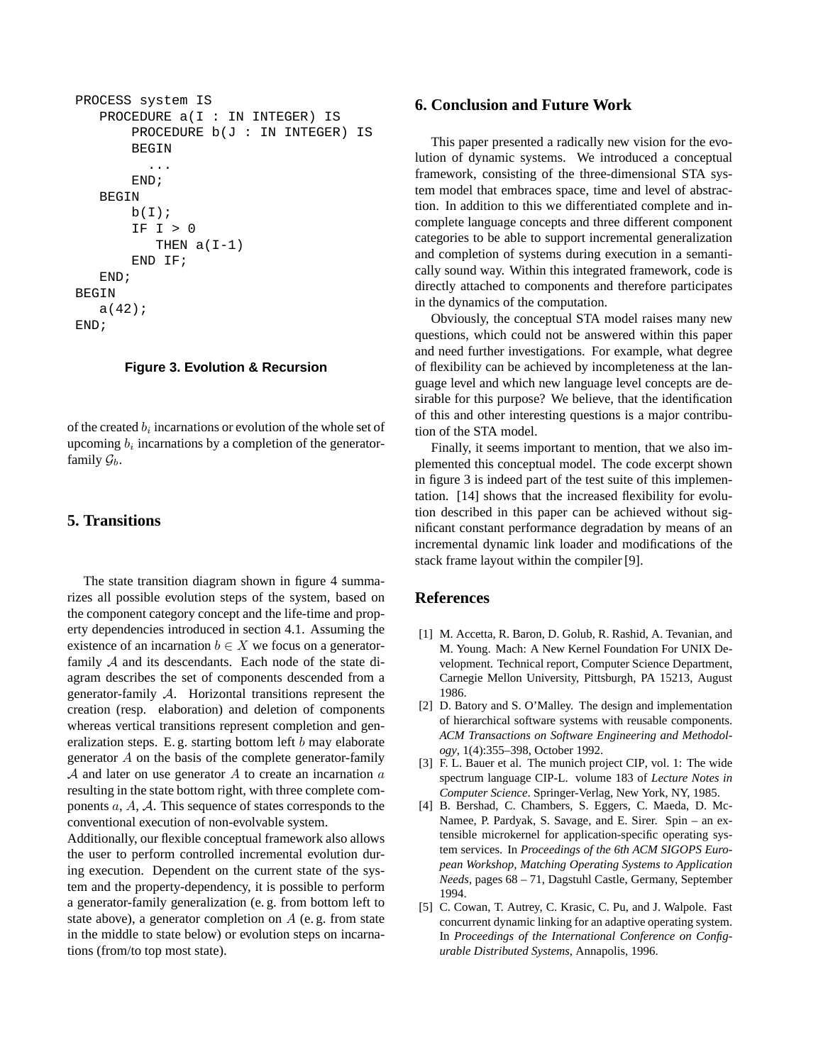```
PROCESS system IS
   PROCEDURE a(I : IN INTEGER) IS
       PROCEDURE b(J : IN INTEGER) IS
       BEGIN
         ...
       END;
   BEGIN
       b(I);
       IF I > 0
          THEN a(I-1)
       END IF;
   END;
BEGIN
   a(42);
END;
```

**Figure 3. Evolution & Recursion**

of the created $b_i$ incarnations or evolution of the whole set of upcoming $b_i$ incarnations by a completion of the generator-family $\mathcal{G}_b$.

## 5. Transitions

The state transition diagram shown in figure 4 summarizes all possible evolution steps of the system, based on the component category concept and the life-time and property dependencies introduced in section 4.1. Assuming the existence of an incarnation $b \in X$ we focus on a generator-family $\mathcal{A}$ and its descendants. Each node of the state diagram describes the set of components descended from a generator-family $\mathcal{A}$. Horizontal transitions represent the creation (resp. elaboration) and deletion of components whereas vertical transitions represent completion and generalization steps. E. g. starting bottom left $b$ may elaborate generator $A$ on the basis of the complete generator-family $\mathcal{A}$ and later on use generator $A$ to create an incarnation $a$ resulting in the state bottom right, with three complete components $a$, $A$, $\mathcal{A}$. This sequence of states corresponds to the conventional execution of non-evolvable system.

Additionally, our flexible conceptual framework also allows the user to perform controlled incremental evolution during execution. Dependent on the current state of the system and the property-dependency, it is possible to perform a generator-family generalization (e. g. from bottom left to state above), a generator completion on $A$ (e. g. from state in the middle to state below) or evolution steps on incarnations (from/to top most state).

## 6. Conclusion and Future Work

This paper presented a radically new vision for the evolution of dynamic systems. We introduced a conceptual framework, consisting of the three-dimensional STA system model that embraces space, time and level of abstraction. In addition to this we differentiated complete and incomplete language concepts and three different component categories to be able to support incremental generalization and completion of systems during execution in a semantically sound way. Within this integrated framework, code is directly attached to components and therefore participates in the dynamics of the computation.

Obviously, the conceptual STA model raises many new questions, which could not be answered within this paper and need further investigations. For example, what degree of flexibility can be achieved by incompleteness at the language level and which new language level concepts are desirable for this purpose? We believe, that the identification of this and other interesting questions is a major contribution of the STA model.

Finally, it seems important to mention, that we also implemented this conceptual model. The code excerpt shown in figure 3 is indeed part of the test suite of this implementation. [14] shows that the increased flexibility for evolution described in this paper can be achieved without significant constant performance degradation by means of an incremental dynamic link loader and modifications of the stack frame layout within the compiler [9].

## References

[1] M. Accetta, R. Baron, D. Golub, R. Rashid, A. Tevanian, and M. Young. Mach: A New Kernel Foundation For UNIX Development. Technical report, Computer Science Department, Carnegie Mellon University, Pittsburgh, PA 15213, August 1986.

[2] D. Batory and S. O'Malley. The design and implementation of hierarchical software systems with reusable components. *ACM Transactions on Software Engineering and Methodology*, 1(4):355–398, October 1992.

[3] F. L. Bauer et al. The munich project CIP, vol. 1: The wide spectrum language CIP-L. volume 183 of *Lecture Notes in Computer Science*. Springer-Verlag, New York, NY, 1985.

[4] B. Bershad, C. Chambers, S. Eggers, C. Maeda, D. McNamee, P. Pardyak, S. Savage, and E. Sirer. Spin – an extensible microkernel for application-specific operating system services. In *Proceedings of the 6th ACM SIGOPS European Workshop, Matching Operating Systems to Application Needs*, pages 68 – 71, Dagstuhl Castle, Germany, September 1994.

[5] C. Cowan, T. Autrey, C. Krasic, C. Pu, and J. Walpole. Fast concurrent dynamic linking for an adaptive operating system. In *Proceedings of the International Conference on Configurable Distributed Systems*, Annapolis, 1996.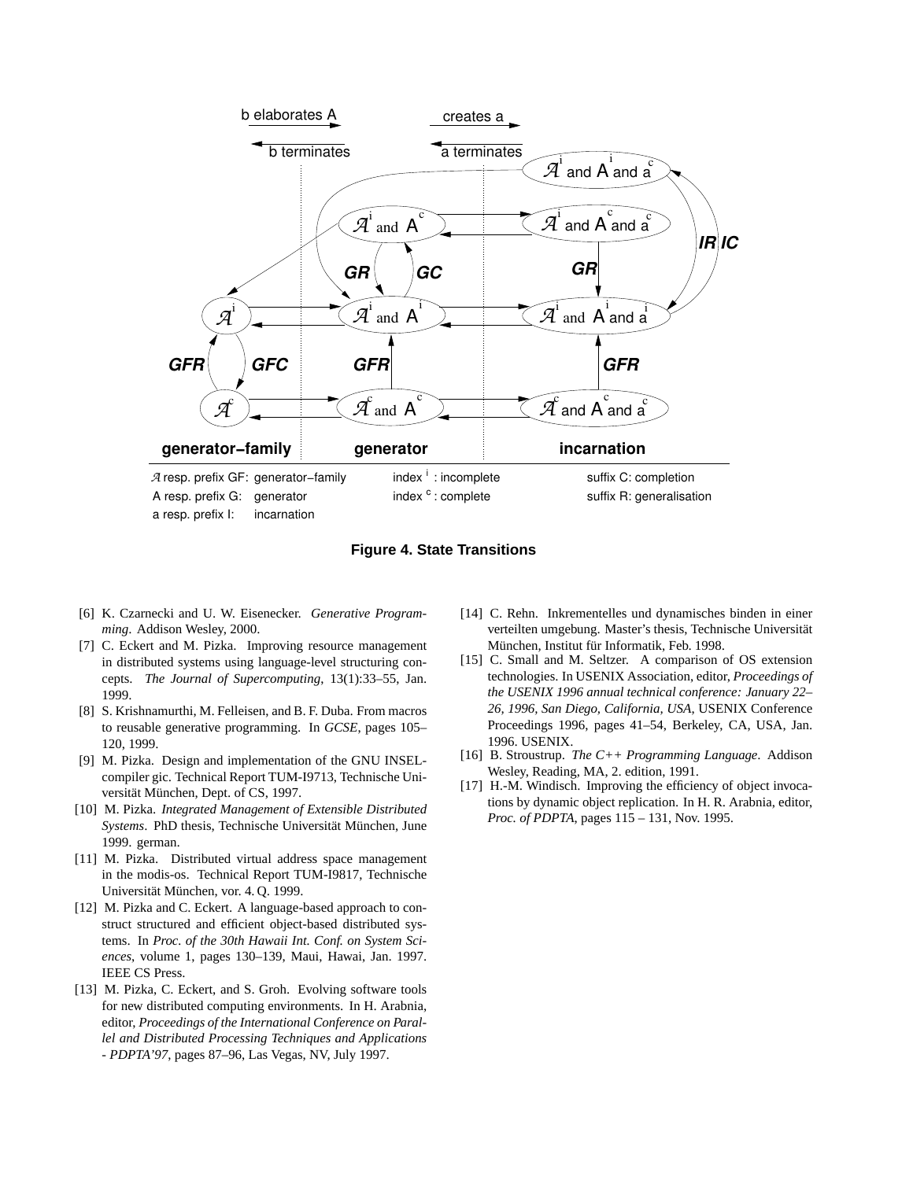b elaborates A

b terminates

creates a

a terminates

$\mathcal{A}^i$ and $A^i$ and $a^c$

$\mathcal{A}^i$ and $A^c$

$\mathcal{A}^i$ and $A^c$ and $a^c$

IR IC

GR GC

GR

$\mathcal{A}^i$

$\mathcal{A}^i$ and $A^i$

$\mathcal{A}^i$ and $A^i$ and $a^i$

GFR GFC

GFR

GFR

$\mathcal{A}^c$

$\mathcal{A}^c$ and $A^c$

$\mathcal{A}^c$ and $A^c$ and $a^c$

generator–family

generator

incarnation

$\mathcal{A}$ resp. prefix GF: generator–family

A resp. prefix G: generator

a resp. prefix I: incarnation

index $^i$ : incomplete

index $^c$ : complete

suffix C: completion

suffix R: generalisation

**Figure 4. State Transitions**

[6] K. Czarnecki and U. W. Eisenecker. *Generative Programming*. Addison Wesley, 2000.

[7] C. Eckert and M. Pizka. Improving resource management in distributed systems using language-level structuring concepts. *The Journal of Supercomputing*, 13(1):33–55, Jan. 1999.

[8] S. Krishnamurthi, M. Felleisen, and B. F. Duba. From macros to reusable generative programming. In *GCSE*, pages 105–120, 1999.

[9] M. Pizka. Design and implementation of the GNU INSEL-compiler gic. Technical Report TUM-I9713, Technische Universität München, Dept. of CS, 1997.

[10] M. Pizka. *Integrated Management of Extensible Distributed Systems*. PhD thesis, Technische Universität München, June 1999. german.

[11] M. Pizka. Distributed virtual address space management in the modis-os. Technical Report TUM-I9817, Technische Universität München, vor. 4. Q. 1999.

[12] M. Pizka and C. Eckert. A language-based approach to construct structured and efficient object-based distributed systems. In *Proc. of the 30th Hawaii Int. Conf. on System Sciences*, volume 1, pages 130–139, Maui, Hawai, Jan. 1997. IEEE CS Press.

[13] M. Pizka, C. Eckert, and S. Groh. Evolving software tools for new distributed computing environments. In H. Arabnia, editor, *Proceedings of the International Conference on Parallel and Distributed Processing Techniques and Applications - PDPTA'97*, pages 87–96, Las Vegas, NV, July 1997.

[14] C. Rehn. Inkrementelles und dynamisches binden in einer verteilten umgebung. Master's thesis, Technische Universität München, Institut für Informatik, Feb. 1998.

[15] C. Small and M. Seltzer. A comparison of OS extension technologies. In USENIX Association, editor, *Proceedings of the USENIX 1996 annual technical conference: January 22–26, 1996, San Diego, California, USA*, USENIX Conference Proceedings 1996, pages 41–54, Berkeley, CA, USA, Jan. 1996. USENIX.

[16] B. Stroustrup. *The C++ Programming Language*. Addison Wesley, Reading, MA, 2. edition, 1991.

[17] H.-M. Windisch. Improving the efficiency of object invocations by dynamic object replication. In H. R. Arabnia, editor, *Proc. of PDPTA*, pages 115 – 131, Nov. 1995.